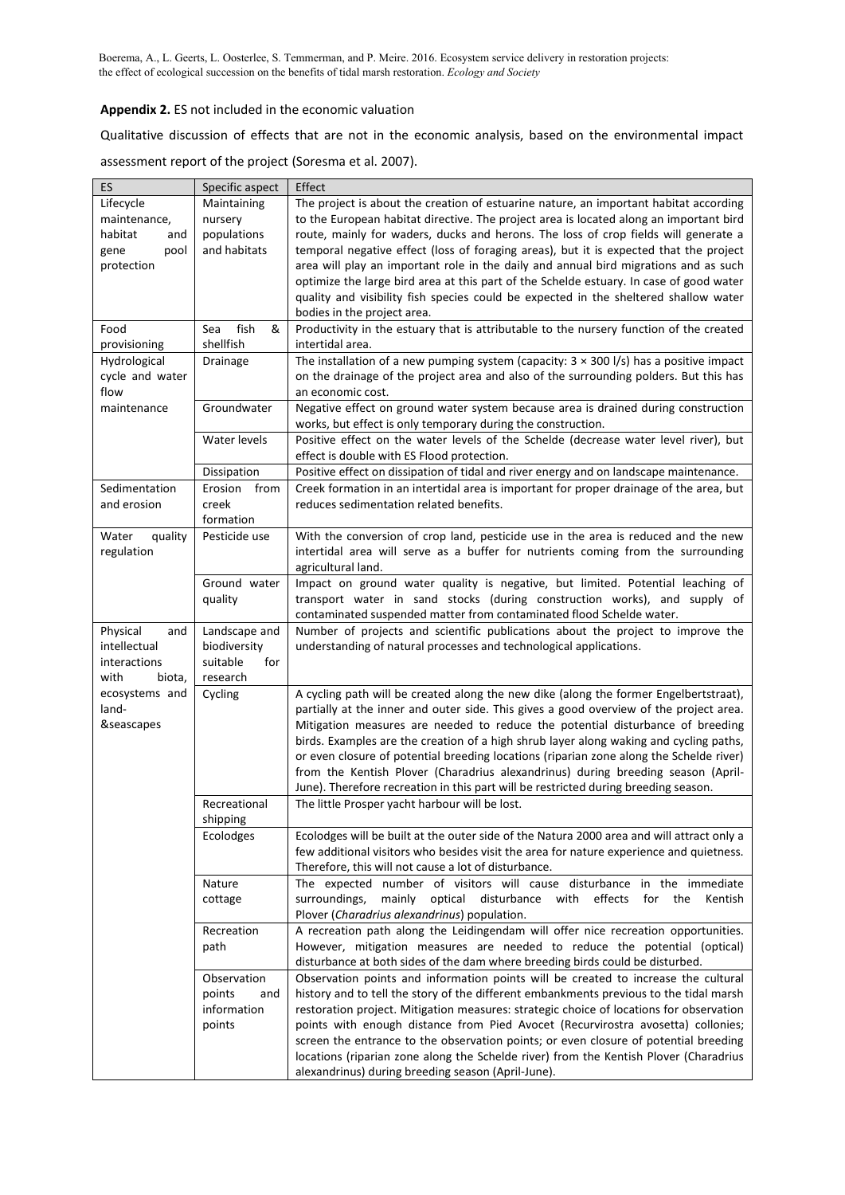## Appendix 2. ES not included in the economic valuation

Qualitative discussion of effects that are not in the economic analysis, based on the environmental impact assessment report of the project (Soresma et al. 2007).

| ES | Specific aspect | Effect |
|---|---|---|
| Lifecycle maintenance, habitat and gene pool protection | Maintaining nursery populations and habitats | The project is about the creation of estuarine nature, an important habitat according to the European habitat directive. The project area is located along an important bird route, mainly for waders, ducks and herons. The loss of crop fields will generate a temporal negative effect (loss of foraging areas), but it is expected that the project area will play an important role in the daily and annual bird migrations and as such optimize the large bird area at this part of the Schelde estuary. In case of good water quality and visibility fish species could be expected in the sheltered shallow water bodies in the project area. |
| Food provisioning | Sea fish & shellfish | Productivity in the estuary that is attributable to the nursery function of the created intertidal area. |
| Hydrological cycle and water flow maintenance | Drainage | The installation of a new pumping system (capacity: $3 \times 300$ l/s) has a positive impact on the drainage of the project area and also of the surrounding polders. But this has an economic cost. |
| | Groundwater | Negative effect on ground water system because area is drained during construction works, but effect is only temporary during the construction. |
| | Water levels | Positive effect on the water levels of the Schelde (decrease water level river), but effect is double with ES Flood protection. |
| | Dissipation | Positive effect on dissipation of tidal and river energy and on landscape maintenance. |
| Sedimentation and erosion | Erosion from creek formation | Creek formation in an intertidal area is important for proper drainage of the area, but reduces sedimentation related benefits. |
| Water quality regulation | Pesticide use | With the conversion of crop land, pesticide use in the area is reduced and the new intertidal area will serve as a buffer for nutrients coming from the surrounding agricultural land. |
| | Ground water quality | Impact on ground water quality is negative, but limited. Potential leaching of transport water in sand stocks (during construction works), and supply of contaminated suspended matter from contaminated flood Schelde water. |
| Physical and intellectual interactions with biota, ecosystems and land- &seascapes | Landscape and biodiversity suitable for research | Number of projects and scientific publications about the project to improve the understanding of natural processes and technological applications. |
| | Cycling | A cycling path will be created along the new dike (along the former Engelbertstraat), partially at the inner and outer side. This gives a good overview of the project area. Mitigation measures are needed to reduce the potential disturbance of breeding birds. Examples are the creation of a high shrub layer along waking and cycling paths, or even closure of potential breeding locations (riparian zone along the Schelde river) from the Kentish Plover (Charadrius alexandrinus) during breeding season (April-June). Therefore recreation in this part will be restricted during breeding season. |
| | Recreational shipping | The little Prosper yacht harbour will be lost. |
| | Ecolodges | Ecolodges will be built at the outer side of the Natura 2000 area and will attract only a few additional visitors who besides visit the area for nature experience and quietness. Therefore, this will not cause a lot of disturbance. |
| | Nature cottage | The expected number of visitors will cause disturbance in the immediate surroundings, mainly optical disturbance with effects for the Kentish Plover (*Charadrius alexandrinus*) population. |
| | Recreation path | A recreation path along the Leidingendam will offer nice recreation opportunities. However, mitigation measures are needed to reduce the potential (optical) disturbance at both sides of the dam where breeding birds could be disturbed. |
| | Observation points and information points | Observation points and information points will be created to increase the cultural history and to tell the story of the different embankments previous to the tidal marsh restoration project. Mitigation measures: strategic choice of locations for observation points with enough distance from Pied Avocet (Recurvirostra avosetta) colonies; screen the entrance to the observation points; or even closure of potential breeding locations (riparian zone along the Schelde river) from the Kentish Plover (Charadrius alexandrinus) during breeding season (April-June). |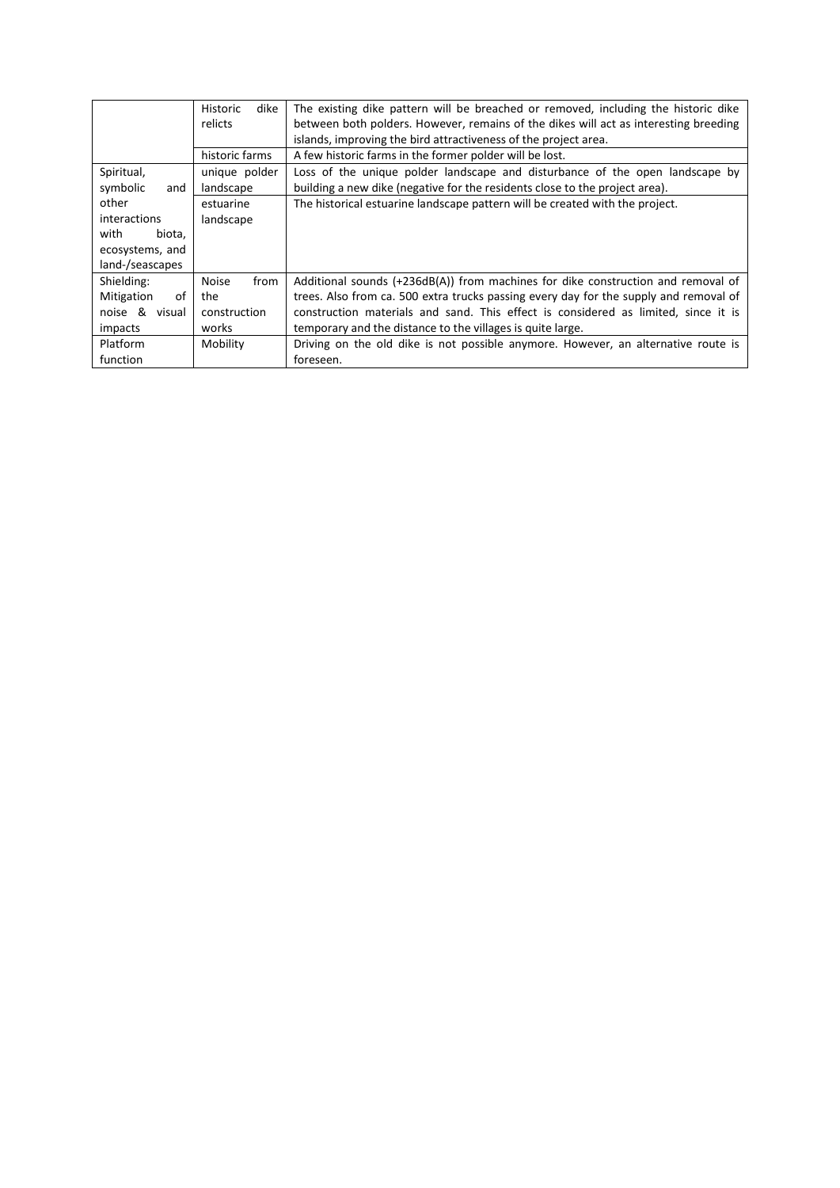| | | |
|---|---|---|
| | Historic dike relicts | The existing dike pattern will be breached or removed, including the historic dike between both polders. However, remains of the dikes will act as interesting breeding islands, improving the bird attractiveness of the project area. |
| | historic farms | A few historic farms in the former polder will be lost. |
| Spiritual, symbolic and other interactions with biota, ecosystems, and land-/seascapes | unique polder landscape | Loss of the unique polder landscape and disturbance of the open landscape by building a new dike (negative for the residents close to the project area). |
| | estuarine landscape | The historical estuarine landscape pattern will be created with the project. |
| Shielding: Mitigation of noise & visual impacts | Noise from the construction works | Additional sounds (+236dB(A)) from machines for dike construction and removal of trees. Also from ca. 500 extra trucks passing every day for the supply and removal of construction materials and sand. This effect is considered as limited, since it is temporary and the distance to the villages is quite large. |
| Platform function | Mobility | Driving on the old dike is not possible anymore. However, an alternative route is foreseen. |